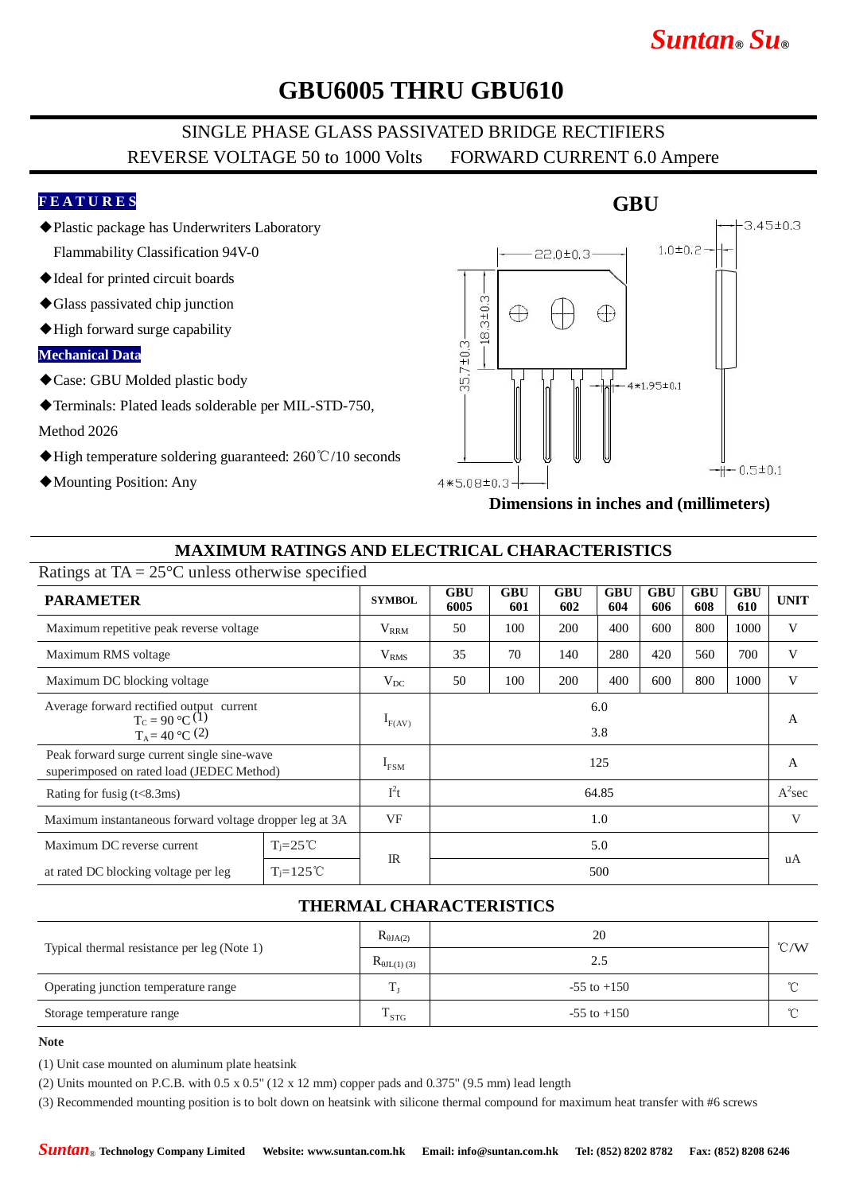# GBU6005 THRU GBU610

SINGLE PHASE GLASS PASSIVATED BRIDGE RECTIFIERS

REVERSE VOLTAGE 50 to 1000 Volts    FORWARD CURRENT 6.0 Ampere

**FEATURES**

- ◆Plastic package has Underwriters Laboratory Flammability Classification 94V-0
- ◆Ideal for printed circuit boards
- ◆Glass passivated chip junction
- ◆High forward surge capability

**Mechanical Data**

- ◆Case: GBU Molded plastic body
- ◆Terminals: Plated leads solderable per MIL-STD-750, Method 2026
- ◆High temperature soldering guaranteed: 260℃/10 seconds
- ◆Mounting Position: Any

**GBU**

22.0±0.3   1.0±0.2   3.45±0.3   18.3±0.3   35.7±0.3   4*1.95±0.1   4*5.08±0.3   0.5±0.1

**Dimensions in inches and (millimeters)**

## MAXIMUM RATINGS AND ELECTRICAL CHARACTERISTICS

Ratings at TA = 25°C unless otherwise specified

| PARAMETER | | SYMBOL | GBU 6005 | GBU 601 | GBU 602 | GBU 604 | GBU 606 | GBU 608 | GBU 610 | UNIT |
|---|---|---|---|---|---|---|---|---|---|---|
| Maximum repetitive peak reverse voltage | | $V_{RRM}$ | 50 | 100 | 200 | 400 | 600 | 800 | 1000 | V |
| Maximum RMS voltage | | $V_{RMS}$ | 35 | 70 | 140 | 280 | 420 | 560 | 700 | V |
| Maximum DC blocking voltage | | $V_{DC}$ | 50 | 100 | 200 | 400 | 600 | 800 | 1000 | V |
| Average forward rectified output current $T_C$ = 90 °C (1) | | $I_{F(AV)}$ | 6.0 | | | | | | | A |
| $T_A$ = 40 °C (2) | | | 3.8 | | | | | | | |
| Peak forward surge current single sine-wave superimposed on rated load (JEDEC Method) | | $I_{FSM}$ | 125 | | | | | | | A |
| Rating for fusig (t<8.3ms) | | $I^2t$ | 64.85 | | | | | | | $A^2$sec |
| Maximum instantaneous forward voltage dropper leg at 3A | | VF | 1.0 | | | | | | | V |
| Maximum DC reverse current | $T_j$=25℃ | IR | 5.0 | | | | | | | uA |
| at rated DC blocking voltage per leg | $T_j$=125℃ | | 500 | | | | | | | |

## THERMAL CHARACTERISTICS

| | | | |
|---|---|---|---|
| Typical thermal resistance per leg (Note 1) | $R_{θJA(2)}$ | 20 | ℃/W |
| | $R_{θJL(1)(3)}$ | 2.5 | |
| Operating junction temperature range | $T_J$ | -55 to +150 | ℃ |
| Storage temperature range | $T_{STG}$ | -55 to +150 | ℃ |

**Note**

(1) Unit case mounted on aluminum plate heatsink

(2) Units mounted on P.C.B. with 0.5 x 0.5" (12 x 12 mm) copper pads and 0.375" (9.5 mm) lead length

(3) Recommended mounting position is to bolt down on heatsink with silicone thermal compound for maximum heat transfer with #6 screws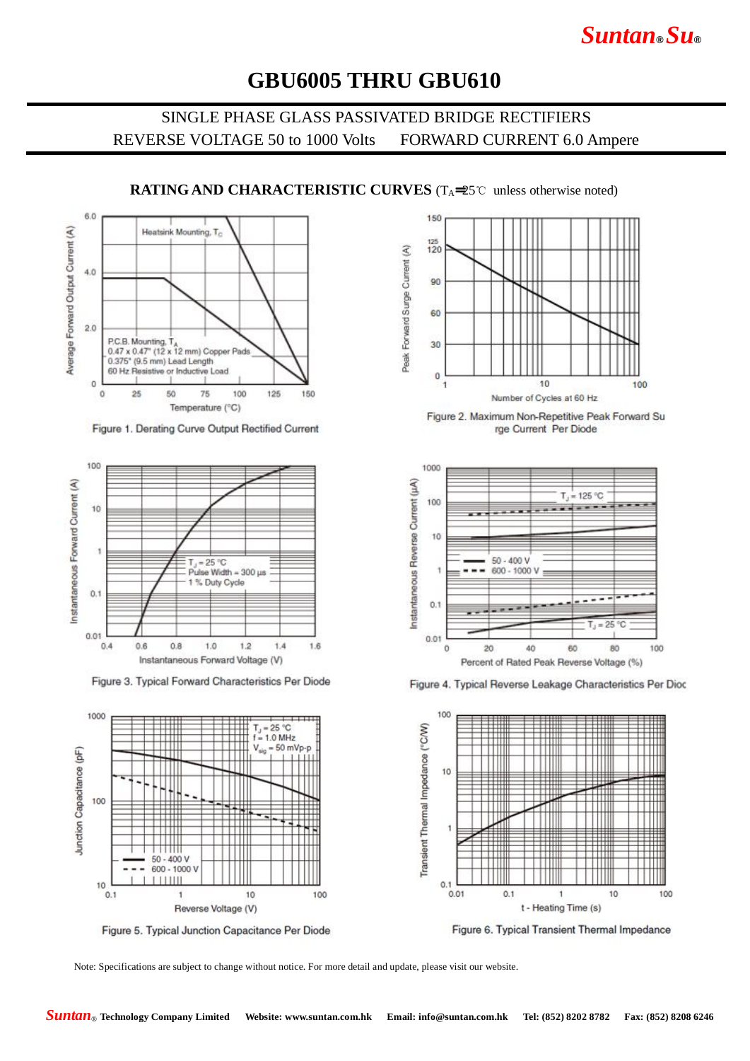# GBU6005 THRU GBU610

SINGLE PHASE GLASS PASSIVATED BRIDGE RECTIFIERS

REVERSE VOLTAGE 50 to 1000 Volts FORWARD CURRENT 6.0 Ampere

## RATING AND CHARACTERISTIC CURVES ($T_A$=25℃ unless otherwise noted)

Average Forward Output Current (A)
6.0
4.0
2.0
0
Heatsink Mounting, $T_C$
P.C.B. Mounting, $T_A$
0.47 x 0.47" (12 x 12 mm) Copper Pads
0.375" (9.5 mm) Lead Length
60 Hz Resistive or Inductive Load
0 25 50 75 100 125 150
Temperature (°C)

Figure 1. Derating Curve Output Rectified Current

Peak Forward Surge Current (A)
150
125
120
90
60
30
0
1 10 100
Number of Cycles at 60 Hz

Figure 2. Maximum Non-Repetitive Peak Forward Surge Current Per Diode

Instantaneous Forward Current (A)
100
10
1
0.1
0.01
$T_J$ = 25 °C
Pulse Width = 300 μs
1 % Duty Cycle
0.4 0.6 0.8 1.0 1.2 1.4 1.6
Instantaneous Forward Voltage (V)

Figure 3. Typical Forward Characteristics Per Diode

Instantaneous Reverse Current (μA)
1000
100
10
1
0.1
0.01
$T_J$ = 125 °C
50 - 400 V
600 - 1000 V
$T_J$ = 25 °C
0 20 40 60 80 100
Percent of Rated Peak Reverse Voltage (%)

Figure 4. Typical Reverse Leakage Characteristics Per Diode

Junction Capacitance (pF)
1000
100
10
$T_J$ = 25 °C
f = 1.0 MHz
$V_{sig}$ = 50 mVp-p
50 - 400 V
600 - 1000 V
0.1 1 10 100
Reverse Voltage (V)

Figure 5. Typical Junction Capacitance Per Diode

Transient Thermal Impedance (°C/W)
100
10
1
0.1
0.01 0.1 1 10 100
t - Heating Time (s)

Figure 6. Typical Transient Thermal Impedance

Note: Specifications are subject to change without notice. For more detail and update, please visit our website.

Suntan® Technology Company Limited Website: www.suntan.com.hk Email: info@suntan.com.hk Tel: (852) 8202 8782 Fax: (852) 8208 6246